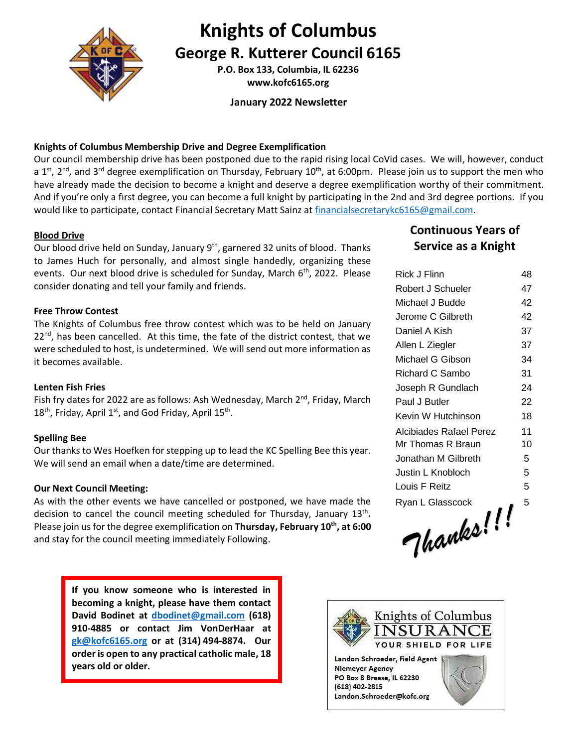# Knights of Columbus

## George R. Kutterer Council 6165

**P.O. Box 133, Columbia, IL 62236**
**www.kofc6165.org**

**January 2022 Newsletter**

### Knights of Columbus Membership Drive and Degree Exemplification

Our council membership drive has been postponed due to the rapid rising local CoVid cases. We will, however, conduct a 1st, 2nd, and 3rd degree exemplification on Thursday, February 10th, at 6:00pm. Please join us to support the men who have already made the decision to become a knight and deserve a degree exemplification worthy of their commitment. And if you're only a first degree, you can become a full knight by participating in the 2nd and 3rd degree portions. If you would like to participate, contact Financial Secretary Matt Sainz at financialsecretarykc6165@gmail.com.

### Blood Drive

Our blood drive held on Sunday, January 9th, garnered 32 units of blood. Thanks to James Huch for personally, and almost single handedly, organizing these events. Our next blood drive is scheduled for Sunday, March 6th, 2022. Please consider donating and tell your family and friends.

### Free Throw Contest

The Knights of Columbus free throw contest which was to be held on January 22nd, has been cancelled. At this time, the fate of the district contest, that we were scheduled to host, is undetermined. We will send out more information as it becomes available.

### Lenten Fish Fries

Fish fry dates for 2022 are as follows: Ash Wednesday, March 2nd, Friday, March 18th, Friday, April 1st, and God Friday, April 15th.

### Spelling Bee

Our thanks to Wes Hoefken for stepping up to lead the KC Spelling Bee this year. We will send an email when a date/time are determined.

### Our Next Council Meeting:

As with the other events we have cancelled or postponed, we have made the decision to cancel the council meeting scheduled for Thursday, January 13th**.** Please join us for the degree exemplification on **Thursday, February 10th, at 6:00** and stay for the council meeting immediately Following.

### Continuous Years of Service as a Knight

| | |
|---|---|
| Rick J Flinn | 48 |
| Robert J Schueler | 47 |
| Michael J Budde | 42 |
| Jerome C Gilbreth | 42 |
| Daniel A Kish | 37 |
| Allen L Ziegler | 37 |
| Michael G Gibson | 34 |
| Richard C Sambo | 31 |
| Joseph R Gundlach | 24 |
| Paul J Butler | 22 |
| Kevin W Hutchinson | 18 |
| Alcibiades Rafael Perez | 11 |
| Mr Thomas R Braun | 10 |
| Jonathan M Gilbreth | 5 |
| Justin L Knobloch | 5 |
| Louis F Reitz | 5 |
| Ryan L Glasscock | 5 |

*Thanks!!!*

**If you know someone who is interested in becoming a knight, please have them contact David Bodinet at dbodinet@gmail.com (618) 910-4885 or contact Jim VonDerHaar at gk@kofc6165.org or at (314) 494-8874. Our order is open to any practical catholic male, 18 years old or older.**

Knights of Columbus INSURANCE
YOUR SHIELD FOR LIFE

Landon Schroeder, Field Agent
Niemeyer Agency
PO Box 8 Breese, IL 62230
(618) 402-2815
Landon.Schroeder@kofc.org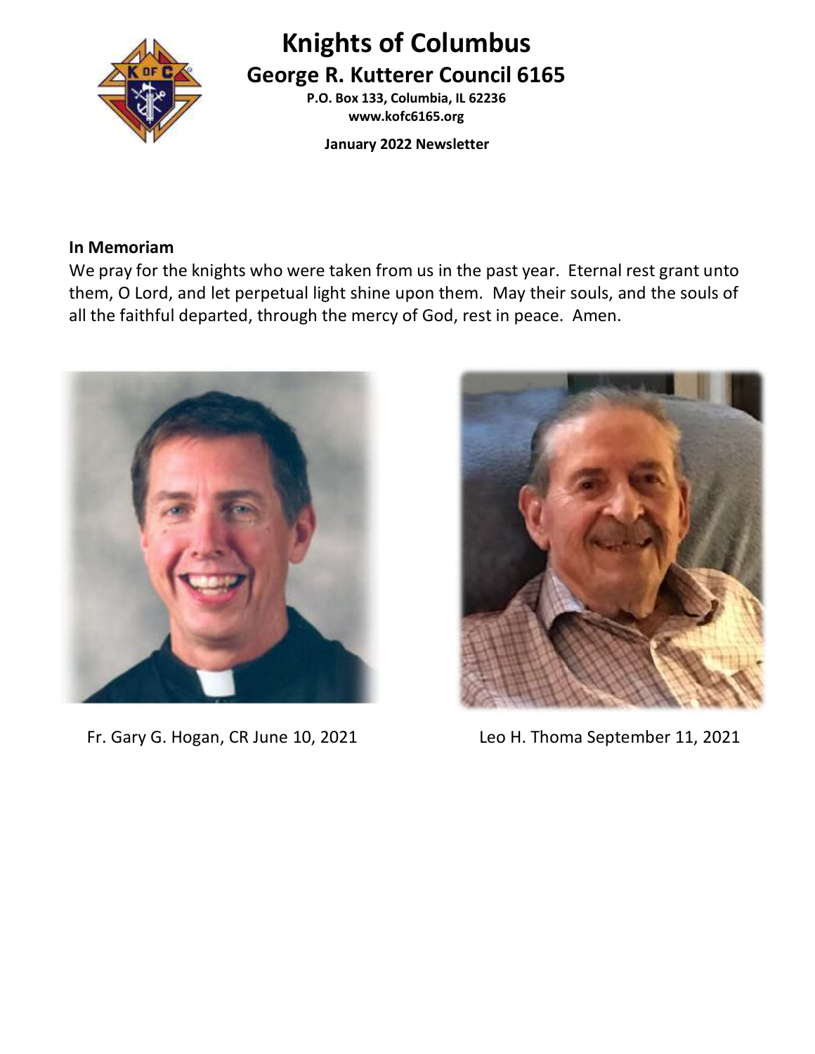# Knights of Columbus

## George R. Kutterer Council 6165

**P.O. Box 133, Columbia, IL 62236**
**www.kofc6165.org**

**January 2022 Newsletter**

**In Memoriam**

We pray for the knights who were taken from us in the past year. Eternal rest grant unto them, O Lord, and let perpetual light shine upon them. May their souls, and the souls of all the faithful departed, through the mercy of God, rest in peace. Amen.

Fr. Gary G. Hogan, CR June 10, 2021

Leo H. Thoma September 11, 2021